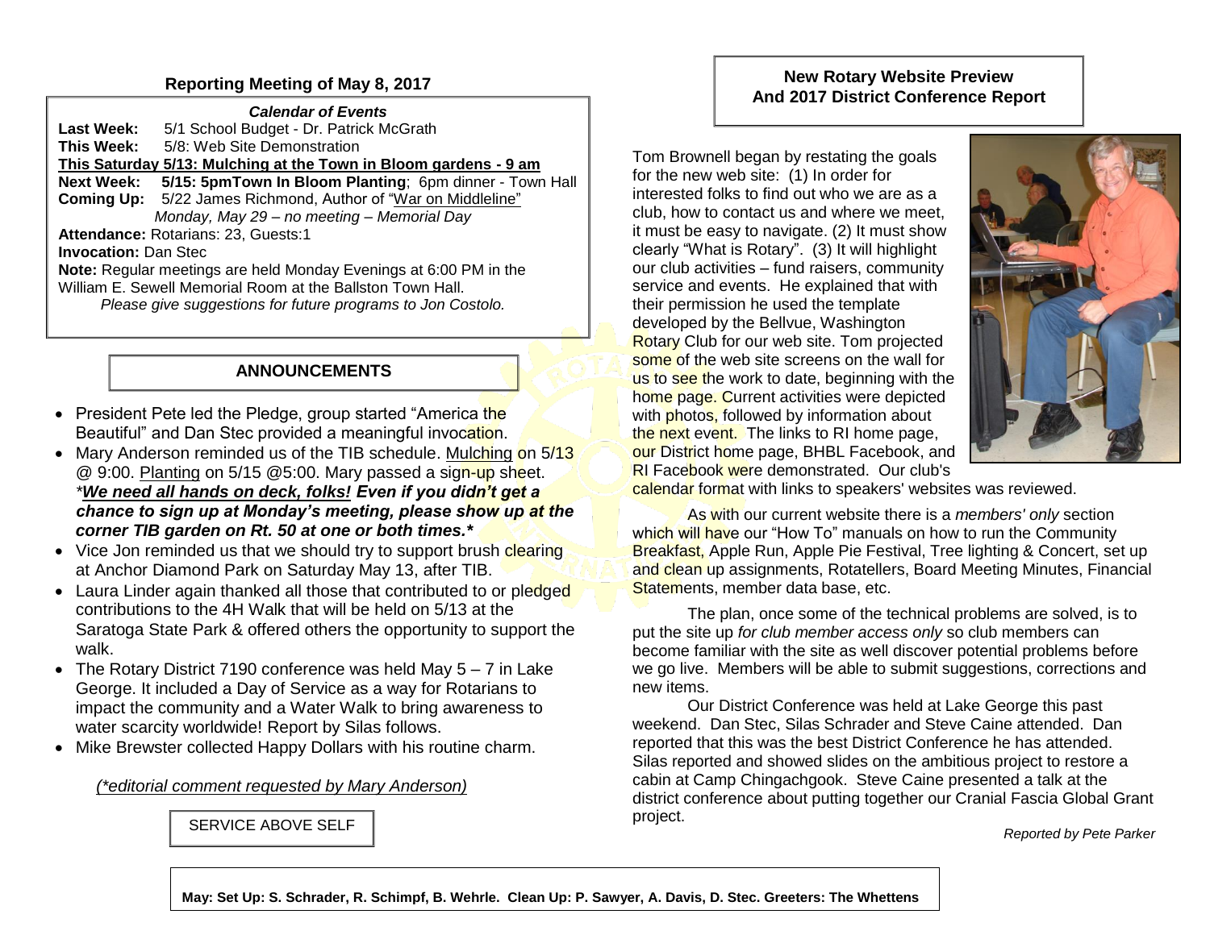## Reporting Meeting of May 8, 2017

***Calendar of Events***

**Last Week:** 5/1 School Budget - Dr. Patrick McGrath
**This Week:** 5/8: Web Site Demonstration
**This Saturday 5/13: Mulching at the Town in Bloom gardens - 9 am**
**Next Week:** **5/15: 5pmTown In Bloom Planting**; 6pm dinner - Town Hall
**Coming Up:** 5/22 James Richmond, Author of "War on Middleline"
*Monday, May 29 – no meeting – Memorial Day*
**Attendance:** Rotarians: 23, Guests:1
**Invocation:** Dan Stec
**Note:** Regular meetings are held Monday Evenings at 6:00 PM in the William E. Sewell Memorial Room at the Ballston Town Hall.
*Please give suggestions for future programs to Jon Costolo.*

## ANNOUNCEMENTS

- President Pete led the Pledge, group started "America the Beautiful" and Dan Stec provided a meaningful invocation.
- Mary Anderson reminded us of the TIB schedule. Mulching on 5/13 @ 9:00. Planting on 5/15 @5:00. Mary passed a sign-up sheet. ***\*We need all hands on deck, folks! Even if you didn't get a chance to sign up at Monday's meeting, please show up at the corner TIB garden on Rt. 50 at one or both times.\****
- Vice Jon reminded us that we should try to support brush clearing at Anchor Diamond Park on Saturday May 13, after TIB.
- Laura Linder again thanked all those that contributed to or pledged contributions to the 4H Walk that will be held on 5/13 at the Saratoga State Park & offered others the opportunity to support the walk.
- The Rotary District 7190 conference was held May 5 – 7 in Lake George. It included a Day of Service as a way for Rotarians to impact the community and a Water Walk to bring awareness to water scarcity worldwide! Report by Silas follows.
- Mike Brewster collected Happy Dollars with his routine charm.

*(\*editorial comment requested by Mary Anderson)*

SERVICE ABOVE SELF

## New Rotary Website Preview And 2017 District Conference Report

Tom Brownell began by restating the goals for the new web site: (1) In order for interested folks to find out who we are as a club, how to contact us and where we meet, it must be easy to navigate. (2) It must show clearly "What is Rotary". (3) It will highlight our club activities – fund raisers, community service and events. He explained that with their permission he used the template developed by the Bellvue, Washington Rotary Club for our web site. Tom projected some of the web site screens on the wall for us to see the work to date, beginning with the home page. Current activities were depicted with photos, followed by information about the next event. The links to RI home page, our District home page, BHBL Facebook, and RI Facebook were demonstrated. Our club's calendar format with links to speakers' websites was reviewed.

As with our current website there is a *members' only* section which will have our "How To" manuals on how to run the Community Breakfast, Apple Run, Apple Pie Festival, Tree lighting & Concert, set up and clean up assignments, Rotatellers, Board Meeting Minutes, Financial Statements, member data base, etc.

The plan, once some of the technical problems are solved, is to put the site up *for club member access only* so club members can become familiar with the site as well discover potential problems before we go live. Members will be able to submit suggestions, corrections and new items.

Our District Conference was held at Lake George this past weekend. Dan Stec, Silas Schrader and Steve Caine attended. Dan reported that this was the best District Conference he has attended. Silas reported and showed slides on the ambitious project to restore a cabin at Camp Chingachgook. Steve Caine presented a talk at the district conference about putting together our Cranial Fascia Global Grant project.

*Reported by Pete Parker*

**May: Set Up: S. Schrader, R. Schimpf, B. Wehrle. Clean Up: P. Sawyer, A. Davis, D. Stec. Greeters: The Whettens**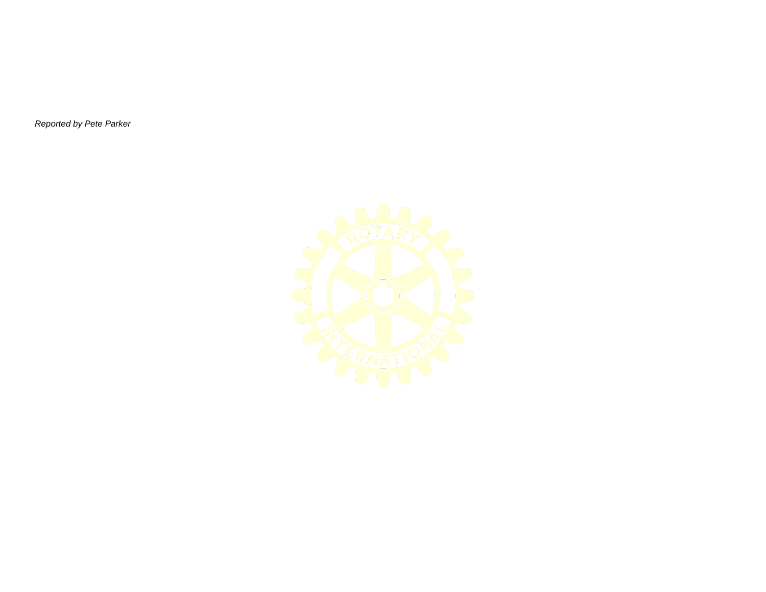*Reported by Pete Parker*